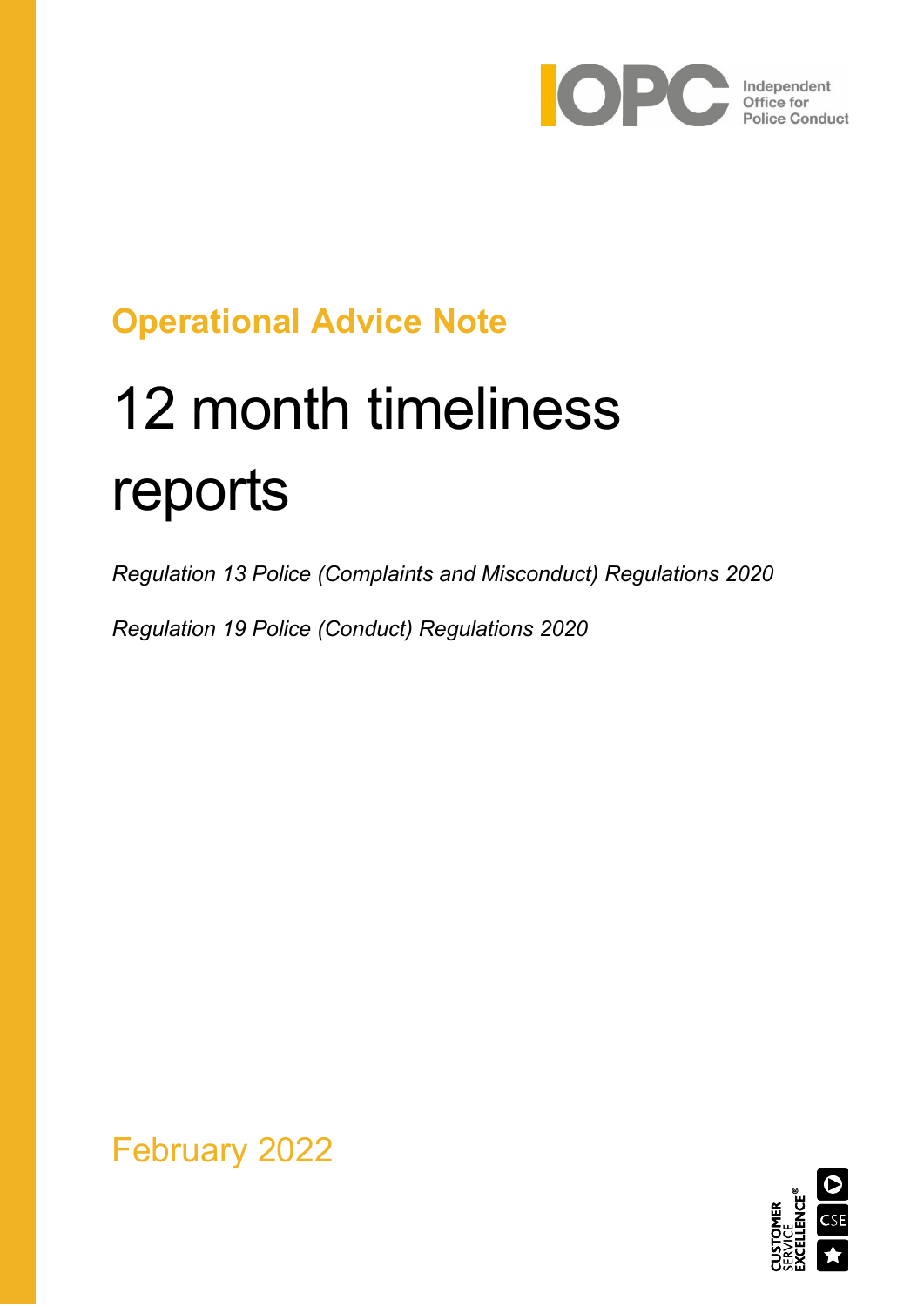Independent Office for Police Conduct

**Operational Advice Note**

# 12 month timeliness reports

*Regulation 13 Police (Complaints and Misconduct) Regulations 2020*

*Regulation 19 Police (Conduct) Regulations 2020*

February 2022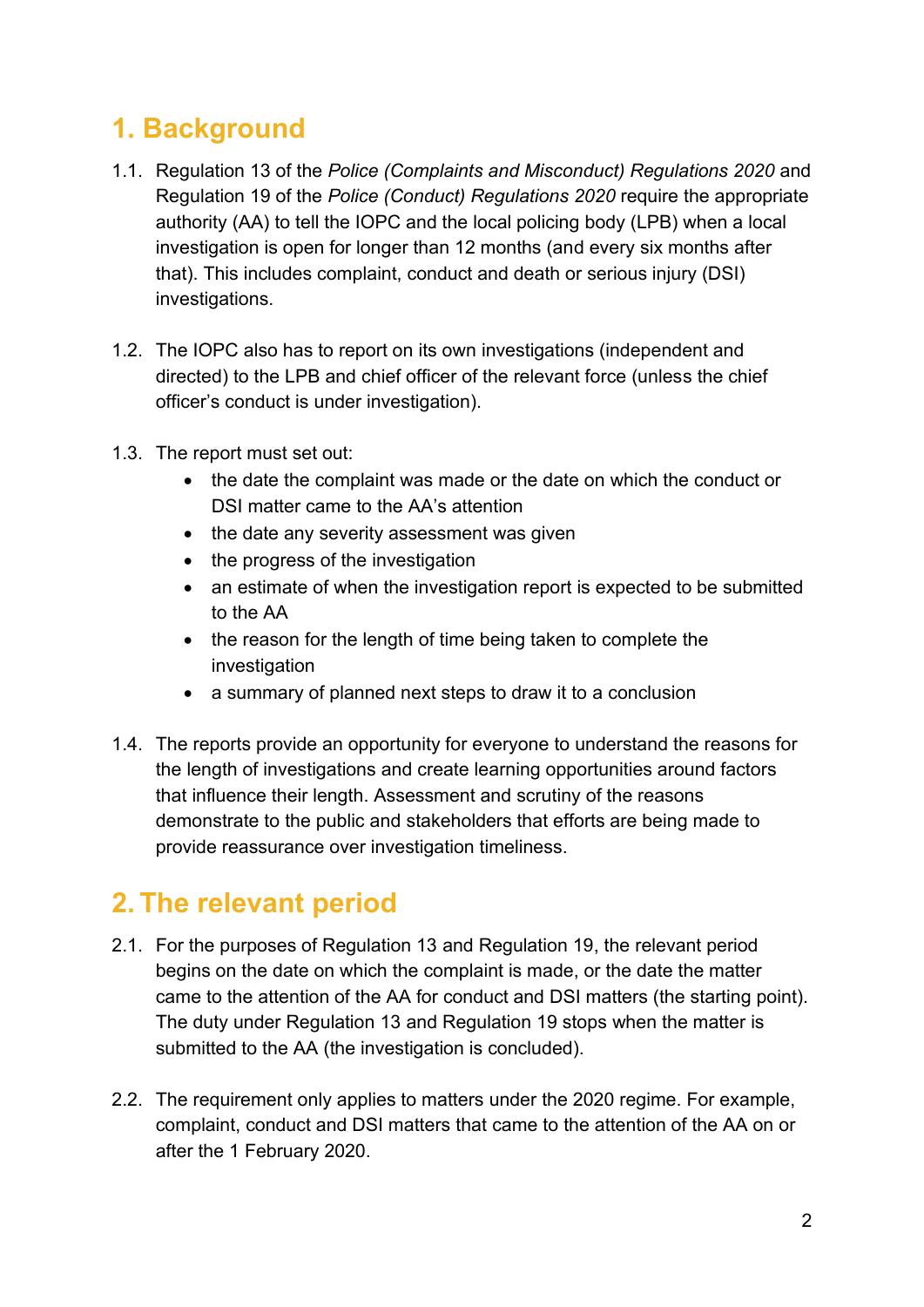# 1. Background

1.1. Regulation 13 of the *Police (Complaints and Misconduct) Regulations 2020* and Regulation 19 of the *Police (Conduct) Regulations 2020* require the appropriate authority (AA) to tell the IOPC and the local policing body (LPB) when a local investigation is open for longer than 12 months (and every six months after that). This includes complaint, conduct and death or serious injury (DSI) investigations.

1.2. The IOPC also has to report on its own investigations (independent and directed) to the LPB and chief officer of the relevant force (unless the chief officer's conduct is under investigation).

1.3. The report must set out:

- the date the complaint was made or the date on which the conduct or DSI matter came to the AA's attention
- the date any severity assessment was given
- the progress of the investigation
- an estimate of when the investigation report is expected to be submitted to the AA
- the reason for the length of time being taken to complete the investigation
- a summary of planned next steps to draw it to a conclusion

1.4. The reports provide an opportunity for everyone to understand the reasons for the length of investigations and create learning opportunities around factors that influence their length. Assessment and scrutiny of the reasons demonstrate to the public and stakeholders that efforts are being made to provide reassurance over investigation timeliness.

# 2. The relevant period

2.1. For the purposes of Regulation 13 and Regulation 19, the relevant period begins on the date on which the complaint is made, or the date the matter came to the attention of the AA for conduct and DSI matters (the starting point). The duty under Regulation 13 and Regulation 19 stops when the matter is submitted to the AA (the investigation is concluded).

2.2. The requirement only applies to matters under the 2020 regime. For example, complaint, conduct and DSI matters that came to the attention of the AA on or after the 1 February 2020.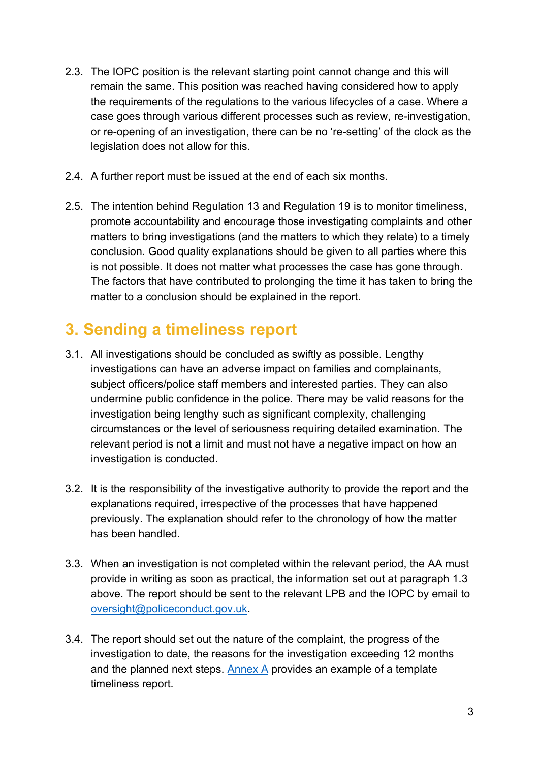2.3. The IOPC position is the relevant starting point cannot change and this will remain the same. This position was reached having considered how to apply the requirements of the regulations to the various lifecycles of a case. Where a case goes through various different processes such as review, re-investigation, or re-opening of an investigation, there can be no 're-setting' of the clock as the legislation does not allow for this.

2.4. A further report must be issued at the end of each six months.

2.5. The intention behind Regulation 13 and Regulation 19 is to monitor timeliness, promote accountability and encourage those investigating complaints and other matters to bring investigations (and the matters to which they relate) to a timely conclusion. Good quality explanations should be given to all parties where this is not possible. It does not matter what processes the case has gone through. The factors that have contributed to prolonging the time it has taken to bring the matter to a conclusion should be explained in the report.

## 3. Sending a timeliness report

3.1. All investigations should be concluded as swiftly as possible. Lengthy investigations can have an adverse impact on families and complainants, subject officers/police staff members and interested parties. They can also undermine public confidence in the police. There may be valid reasons for the investigation being lengthy such as significant complexity, challenging circumstances or the level of seriousness requiring detailed examination. The relevant period is not a limit and must not have a negative impact on how an investigation is conducted.

3.2. It is the responsibility of the investigative authority to provide the report and the explanations required, irrespective of the processes that have happened previously. The explanation should refer to the chronology of how the matter has been handled.

3.3. When an investigation is not completed within the relevant period, the AA must provide in writing as soon as practical, the information set out at paragraph 1.3 above. The report should be sent to the relevant LPB and the IOPC by email to oversight@policeconduct.gov.uk.

3.4. The report should set out the nature of the complaint, the progress of the investigation to date, the reasons for the investigation exceeding 12 months and the planned next steps. Annex A provides an example of a template timeliness report.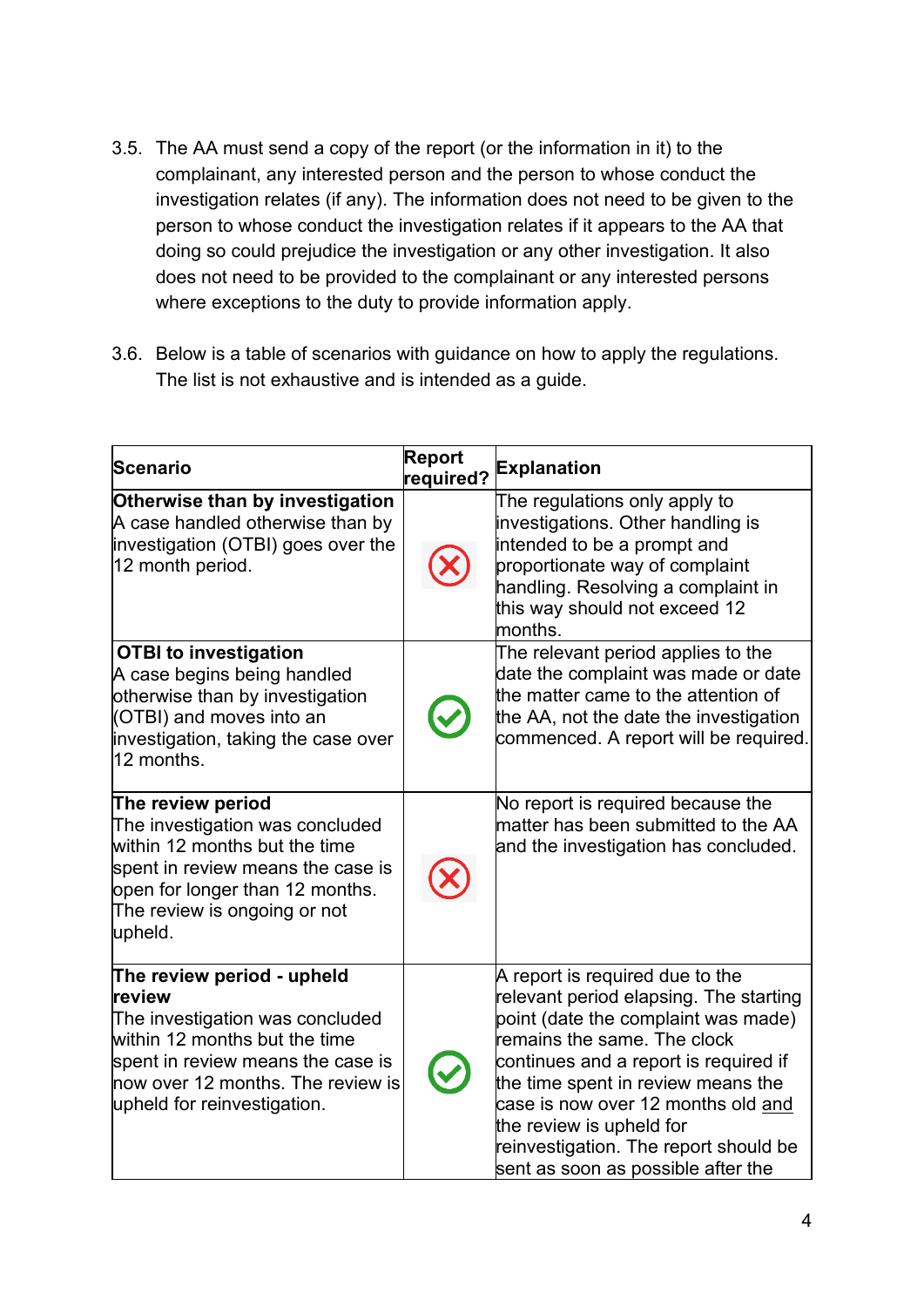3.5. The AA must send a copy of the report (or the information in it) to the complainant, any interested person and the person to whose conduct the investigation relates (if any). The information does not need to be given to the person to whose conduct the investigation relates if it appears to the AA that doing so could prejudice the investigation or any other investigation. It also does not need to be provided to the complainant or any interested persons where exceptions to the duty to provide information apply.

3.6. Below is a table of scenarios with guidance on how to apply the regulations. The list is not exhaustive and is intended as a guide.

| Scenario | Report required? | Explanation |
|---|---|---|
| **Otherwise than by investigation** A case handled otherwise than by investigation (OTBI) goes over the 12 month period. | ✗ | The regulations only apply to investigations. Other handling is intended to be a prompt and proportionate way of complaint handling. Resolving a complaint in this way should not exceed 12 months. |
| **OTBI to investigation** A case begins being handled otherwise than by investigation (OTBI) and moves into an investigation, taking the case over 12 months. | ✓ | The relevant period applies to the date the complaint was made or date the matter came to the attention of the AA, not the date the investigation commenced. A report will be required. |
| **The review period** The investigation was concluded within 12 months but the time spent in review means the case is open for longer than 12 months. The review is ongoing or not upheld. | ✗ | No report is required because the matter has been submitted to the AA and the investigation has concluded. |
| **The review period - upheld review** The investigation was concluded within 12 months but the time spent in review means the case is now over 12 months. The review is upheld for reinvestigation. | ✓ | A report is required due to the relevant period elapsing. The starting point (date the complaint was made) remains the same. The clock continues and a report is required if the time spent in review means the case is now over 12 months old <u>and</u> the review is upheld for reinvestigation. The report should be sent as soon as possible after the |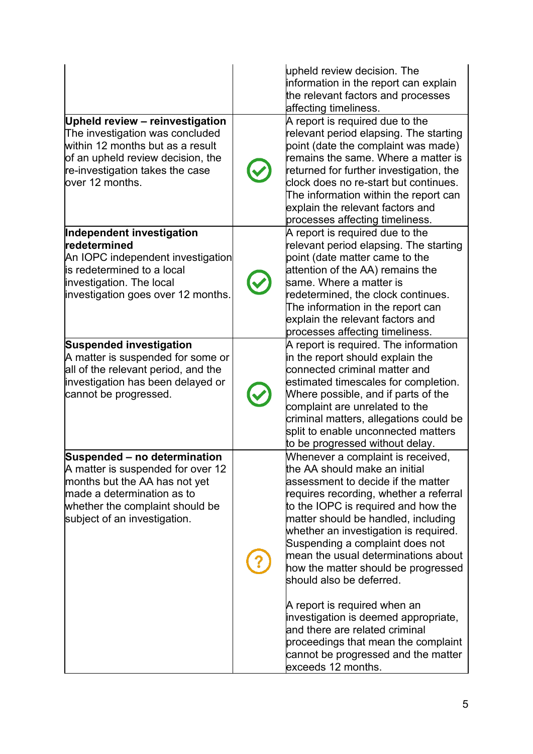| | | |
|---|---|---|
| | | upheld review decision. The information in the report can explain the relevant factors and processes affecting timeliness. |
| **Upheld review – reinvestigation** The investigation was concluded within 12 months but as a result of an upheld review decision, the re-investigation takes the case over 12 months. | ✓ | A report is required due to the relevant period elapsing. The starting point (date the complaint was made) remains the same. Where a matter is returned for further investigation, the clock does no re-start but continues. The information within the report can explain the relevant factors and processes affecting timeliness. |
| **Independent investigation redetermined** An IOPC independent investigation is redetermined to a local investigation. The local investigation goes over 12 months. | ✓ | A report is required due to the relevant period elapsing. The starting point (date matter came to the attention of the AA) remains the same. Where a matter is redetermined, the clock continues. The information in the report can explain the relevant factors and processes affecting timeliness. |
| **Suspended investigation** A matter is suspended for some or all of the relevant period, and the investigation has been delayed or cannot be progressed. | ✓ | A report is required. The information in the report should explain the connected criminal matter and estimated timescales for completion. Where possible, and if parts of the complaint are unrelated to the criminal matters, allegations could be split to enable unconnected matters to be progressed without delay. |
| **Suspended – no determination** A matter is suspended for over 12 months but the AA has not yet made a determination as to whether the complaint should be subject of an investigation. | ? | Whenever a complaint is received, the AA should make an initial assessment to decide if the matter requires recording, whether a referral to the IOPC is required and how the matter should be handled, including whether an investigation is required. Suspending a complaint does not mean the usual determinations about how the matter should be progressed should also be deferred.<br><br>A report is required when an investigation is deemed appropriate, and there are related criminal proceedings that mean the complaint cannot be progressed and the matter exceeds 12 months. |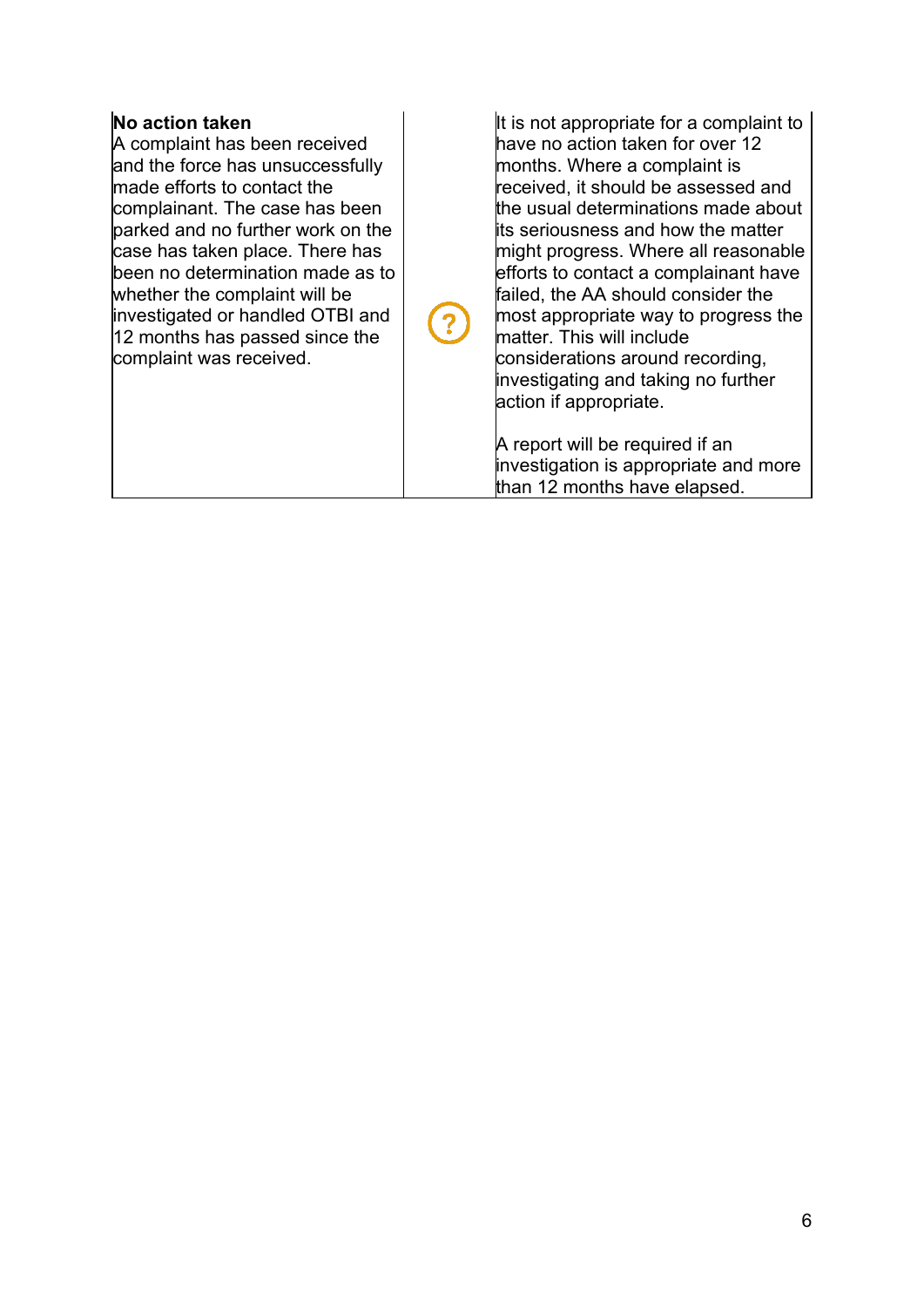| | | |
|---|---|---|
| **No action taken**<br>A complaint has been received and the force has unsuccessfully made efforts to contact the complainant. The case has been parked and no further work on the case has taken place. There has been no determination made as to whether the complaint will be investigated or handled OTBI and 12 months has passed since the complaint was received. | ? | It is not appropriate for a complaint to have no action taken for over 12 months. Where a complaint is received, it should be assessed and the usual determinations made about its seriousness and how the matter might progress. Where all reasonable efforts to contact a complainant have failed, the AA should consider the most appropriate way to progress the matter. This will include considerations around recording, investigating and taking no further action if appropriate.<br><br>A report will be required if an investigation is appropriate and more than 12 months have elapsed. |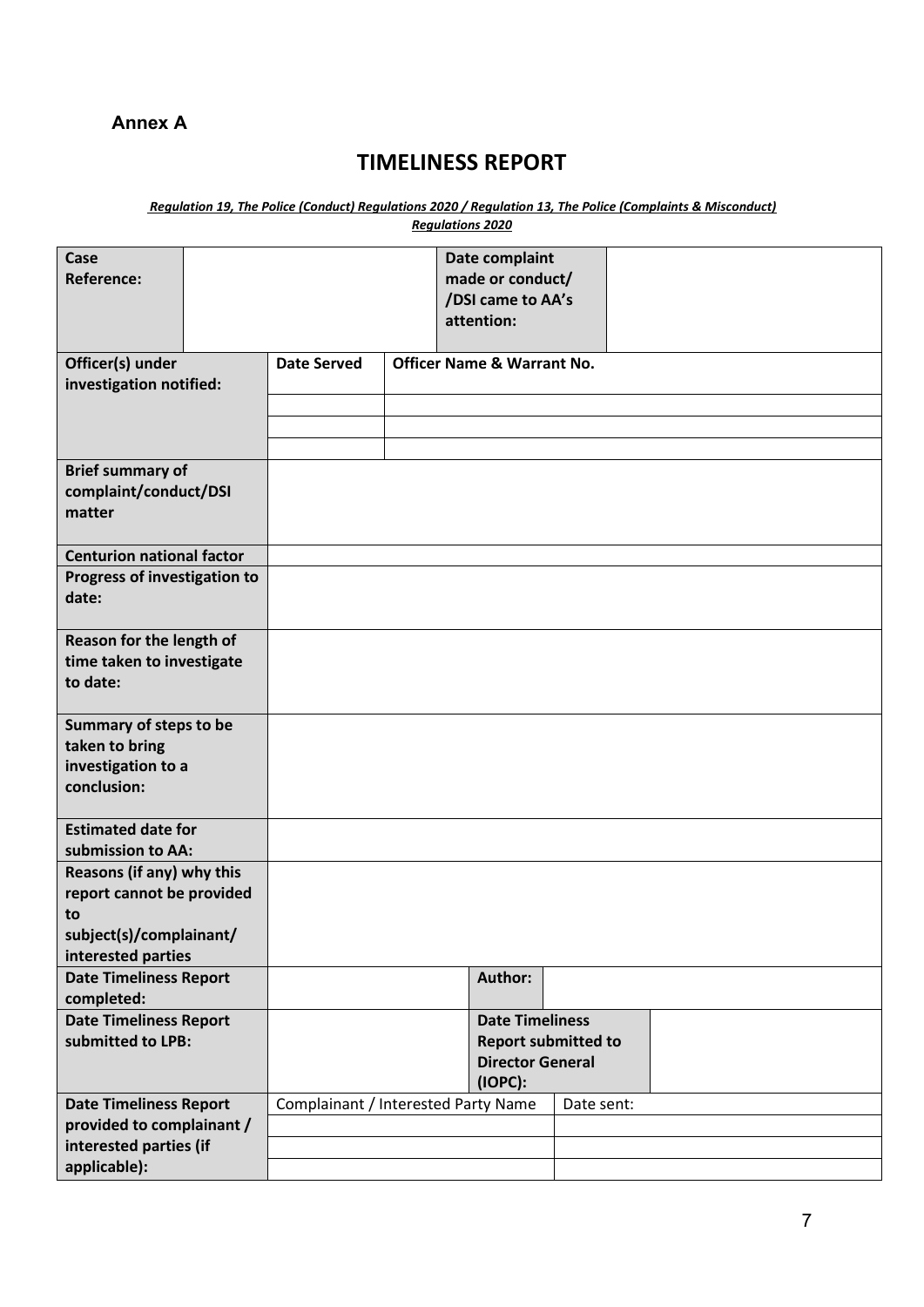**Annex A**

# TIMELINESS REPORT

***Regulation 19, The Police (Conduct) Regulations 2020 / Regulation 13, The Police (Complaints & Misconduct) Regulations 2020***

| | | | |
|---|---|---|---|
| **Case Reference:** | | **Date complaint made or conduct/ /DSI came to AA's attention:** | |
| **Officer(s) under investigation notified:** | **Date Served** | **Officer Name & Warrant No.** | |
| | | | |
| | | | |
| | | | |
| **Brief summary of complaint/conduct/DSI matter** | | | |
| **Centurion national factor** | | | |
| **Progress of investigation to date:** | | | |
| **Reason for the length of time taken to investigate to date:** | | | |
| **Summary of steps to be taken to bring investigation to a conclusion:** | | | |
| **Estimated date for submission to AA:** | | | |
| **Reasons (if any) why this report cannot be provided to subject(s)/complainant/ interested parties** | | | |
| **Date Timeliness Report completed:** | | **Author:** | |
| **Date Timeliness Report submitted to LPB:** | | **Date Timeliness Report submitted to Director General (IOPC):** | |
| **Date Timeliness Report provided to complainant / interested parties (if applicable):** | Complainant / Interested Party Name | Date sent: | |
| | | | |
| | | | |